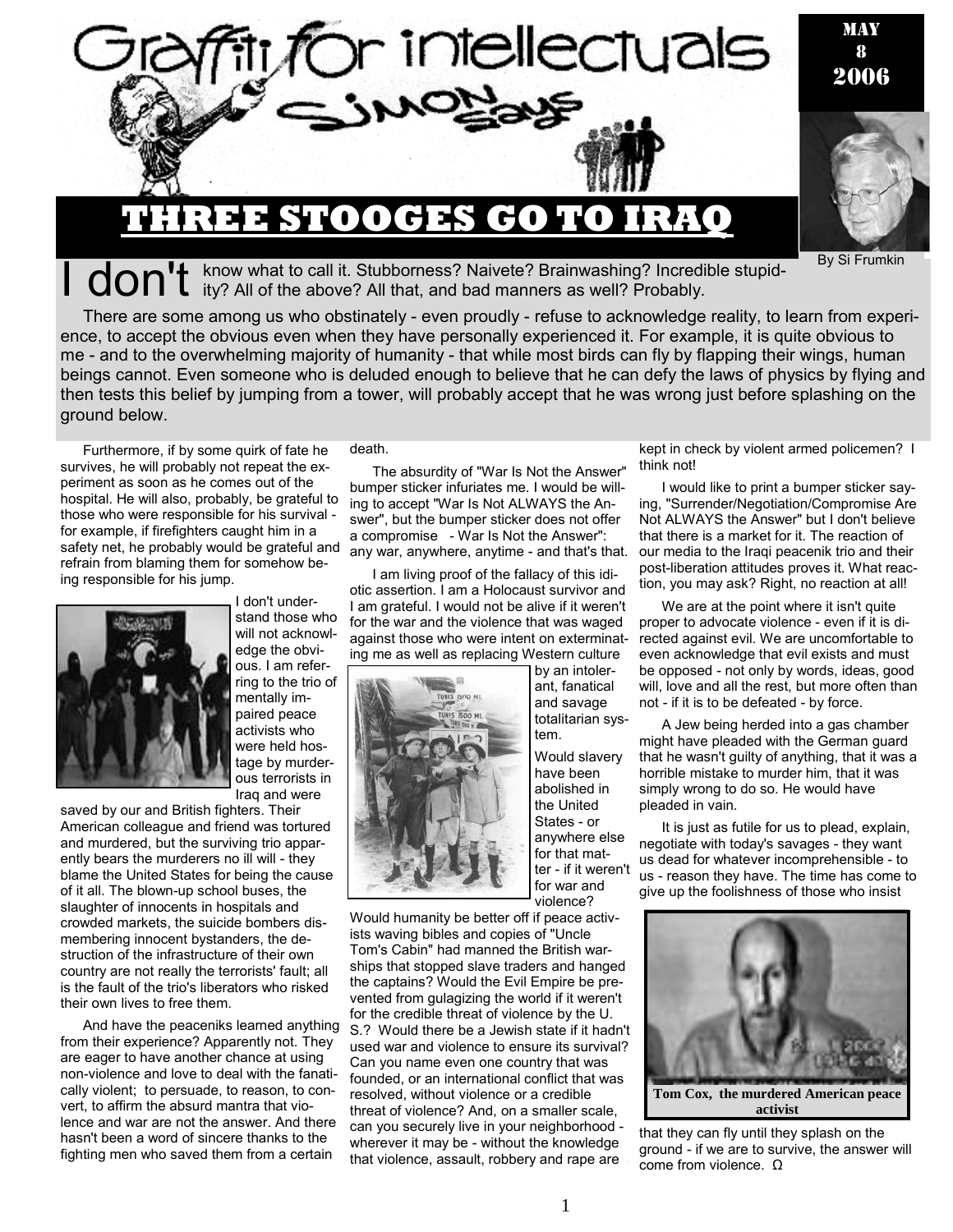# Graffiti for intellectuals

Simon Says

MAY 8 2006

## THREE STOOGES GO TO IRAQ

By Si Frumkin

I don't know what to call it. Stubborness? Naivete? Brainwashing? Incredible stupidity? All of the above? All that, and bad manners as well? Probably.

There are some among us who obstinately - even proudly - refuse to acknowledge reality, to learn from experience, to accept the obvious even when they have personally experienced it. For example, it is quite obvious to me - and to the overwhelming majority of humanity - that while most birds can fly by flapping their wings, human beings cannot. Even someone who is deluded enough to believe that he can defy the laws of physics by flying and then tests this belief by jumping from a tower, will probably accept that he was wrong just before splashing on the ground below.

Furthermore, if by some quirk of fate he survives, he will probably not repeat the experiment as soon as he comes out of the hospital. He will also, probably, be grateful to those who were responsible for his survival - for example, if firefighters caught him in a safety net, he probably would be grateful and refrain from blaming them for somehow being responsible for his jump.

I don't understand those who will not acknowledge the obvious. I am referring to the trio of mentally impaired peace activists who were held hostage by murderous terrorists in Iraq and were saved by our and British fighters. Their American colleague and friend was tortured and murdered, but the surviving trio apparently bears the murderers no ill will - they blame the United States for being the cause of it all. The blown-up school buses, the slaughter of innocents in hospitals and crowded markets, the suicide bombers dismembering innocent bystanders, the destruction of the infrastructure of their own country are not really the terrorists' fault; all is the fault of the trio's liberators who risked their own lives to free them.

And have the peaceniks learned anything from their experience? Apparently not. They are eager to have another chance at using non-violence and love to deal with the fanatically violent; to persuade, to reason, to convert, to affirm the absurd mantra that violence and war are not the answer. And there hasn't been a word of sincere thanks to the fighting men who saved them from a certain death.

The absurdity of "War Is Not the Answer" bumper sticker infuriates me. I would be willing to accept "War Is Not ALWAYS the Answer", but the bumper sticker does not offer a compromise - War Is Not the Answer": any war, anywhere, anytime - and that's that.

I am living proof of the fallacy of this idiotic assertion. I am a Holocaust survivor and I am grateful. I would not be alive if it weren't for the war and the violence that was waged against those who were intent on exterminating me as well as replacing Western culture by an intolerant, fanatical and savage totalitarian system.

Would slavery have been abolished in the United States - or anywhere else for that matter - if it weren't for war and violence? Would humanity be better off if peace activists waving bibles and copies of "Uncle Tom's Cabin" had manned the British warships that stopped slave traders and hanged the captains? Would the Evil Empire be prevented from gulagizing the world if it weren't for the credible threat of violence by the U. S.? Would there be a Jewish state if it hadn't used war and violence to ensure its survival? Can you name even one country that was founded, or an international conflict that was resolved, without violence or a credible threat of violence? And, on a smaller scale, can you securely live in your neighborhood - wherever it may be - without the knowledge that violence, assault, robbery and rape are kept in check by violent armed policemen? I think not!

I would like to print a bumper sticker saying, "Surrender/Negotiation/Compromise Are Not ALWAYS the Answer" but I don't believe that there is a market for it. The reaction of our media to the Iraqi peacenik trio and their post-liberation attitudes proves it. What reaction, you may ask? Right, no reaction at all!

We are at the point where it isn't quite proper to advocate violence - even if it is directed against evil. We are uncomfortable to even acknowledge that evil exists and must be opposed - not only by words, ideas, good will, love and all the rest, but more often than not - if it is to be defeated - by force.

A Jew being herded into a gas chamber might have pleaded with the German guard that he wasn't guilty of anything, that it was a horrible mistake to murder him, that it was simply wrong to do so. He would have pleaded in vain.

It is just as futile for us to plead, explain, negotiate with today's savages - they want us dead for whatever incomprehensible - to us - reason they have. The time has come to give up the foolishness of those who insist that they can fly until they splash on the ground - if we are to survive, the answer will come from violence. Ω

**Tom Cox, the murdered American peace activist**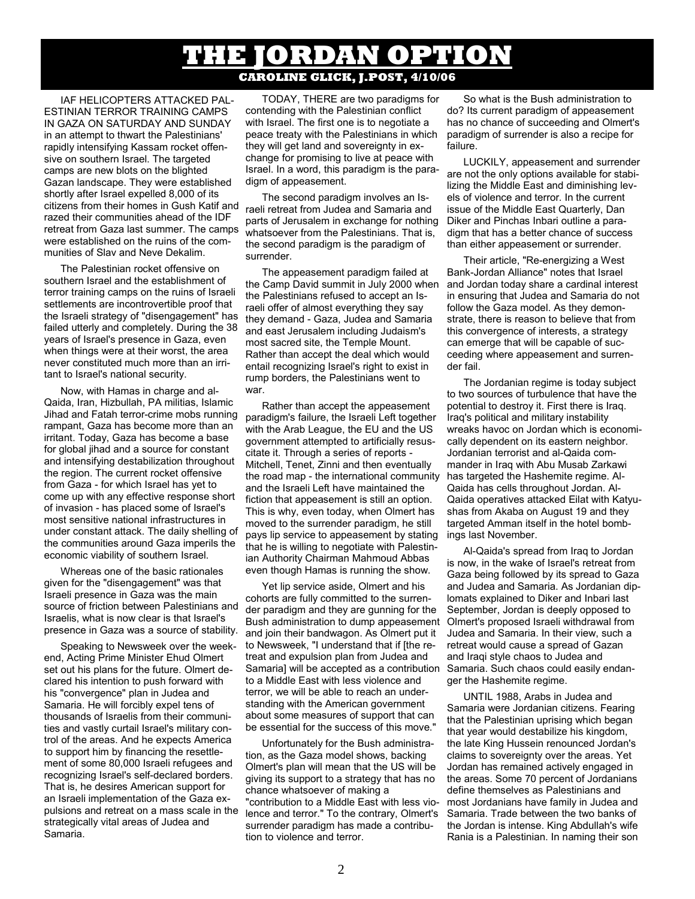# THE JORDAN OPTION

**CAROLINE GLICK, J.POST, 4/10/06**

IAF HELICOPTERS ATTACKED PALESTINIAN TERROR TRAINING CAMPS IN GAZA ON SATURDAY AND SUNDAY in an attempt to thwart the Palestinians' rapidly intensifying Kassam rocket offensive on southern Israel. The targeted camps are new blots on the blighted Gazan landscape. They were established shortly after Israel expelled 8,000 of its citizens from their homes in Gush Katif and razed their communities ahead of the IDF retreat from Gaza last summer. The camps were established on the ruins of the communities of Slav and Neve Dekalim.

The Palestinian rocket offensive on southern Israel and the establishment of terror training camps on the ruins of Israeli settlements are incontrovertible proof that the Israeli strategy of "disengagement" has failed utterly and completely. During the 38 years of Israel's presence in Gaza, even when things were at their worst, the area never constituted much more than an irritant to Israel's national security.

Now, with Hamas in charge and al-Qaida, Iran, Hizbullah, PA militias, Islamic Jihad and Fatah terror-crime mobs running rampant, Gaza has become more than an irritant. Today, Gaza has become a base for global jihad and a source for constant and intensifying destabilization throughout the region. The current rocket offensive from Gaza - for which Israel has yet to come up with any effective response short of invasion - has placed some of Israel's most sensitive national infrastructures in under constant attack. The daily shelling of the communities around Gaza imperils the economic viability of southern Israel.

Whereas one of the basic rationales given for the "disengagement" was that Israeli presence in Gaza was the main source of friction between Palestinians and Israelis, what is now clear is that Israel's presence in Gaza was a source of stability.

Speaking to Newsweek over the weekend, Acting Prime Minister Ehud Olmert set out his plans for the future. Olmert declared his intention to push forward with his "convergence" plan in Judea and Samaria. He will forcibly expel tens of thousands of Israelis from their communities and vastly curtail Israel's military control of the areas. And he expects America to support him by financing the resettlement of some 80,000 Israeli refugees and recognizing Israel's self-declared borders. That is, he desires American support for an Israeli implementation of the Gaza expulsions and retreat on a mass scale in the strategically vital areas of Judea and Samaria.

TODAY, THERE are two paradigms for contending with the Palestinian conflict with Israel. The first one is to negotiate a peace treaty with the Palestinians in which they will get land and sovereignty in exchange for promising to live at peace with Israel. In a word, this paradigm is the paradigm of appeasement.

The second paradigm involves an Israeli retreat from Judea and Samaria and parts of Jerusalem in exchange for nothing whatsoever from the Palestinians. That is, the second paradigm is the paradigm of surrender.

The appeasement paradigm failed at the Camp David summit in July 2000 when the Palestinians refused to accept an Israeli offer of almost everything they say they demand - Gaza, Judea and Samaria and east Jerusalem including Judaism's most sacred site, the Temple Mount. Rather than accept the deal which would entail recognizing Israel's right to exist in rump borders, the Palestinians went to war.

Rather than accept the appeasement paradigm's failure, the Israeli Left together with the Arab League, the EU and the US government attempted to artificially resuscitate it. Through a series of reports - Mitchell, Tenet, Zinni and then eventually the road map - the international community and the Israeli Left have maintained the fiction that appeasement is still an option. This is why, even today, when Olmert has moved to the surrender paradigm, he still pays lip service to appeasement by stating that he is willing to negotiate with Palestinian Authority Chairman Mahmoud Abbas even though Hamas is running the show.

Yet lip service aside, Olmert and his cohorts are fully committed to the surrender paradigm and they are gunning for the Bush administration to dump appeasement and join their bandwagon. As Olmert put it to Newsweek, "I understand that if [the retreat and expulsion plan from Judea and Samaria] will be accepted as a contribution to a Middle East with less violence and terror, we will be able to reach an understanding with the American government about some measures of support that can be essential for the success of this move."

Unfortunately for the Bush administration, as the Gaza model shows, backing Olmert's plan will mean that the US will be giving its support to a strategy that has no chance whatsoever of making a "contribution to a Middle East with less violence and terror." To the contrary, Olmert's surrender paradigm has made a contribution to violence and terror.

So what is the Bush administration to do? Its current paradigm of appeasement has no chance of succeeding and Olmert's paradigm of surrender is also a recipe for failure.

LUCKILY, appeasement and surrender are not the only options available for stabilizing the Middle East and diminishing levels of violence and terror. In the current issue of the Middle East Quarterly, Dan Diker and Pinchas Inbari outline a paradigm that has a better chance of success than either appeasement or surrender.

Their article, "Re-energizing a West Bank-Jordan Alliance" notes that Israel and Jordan today share a cardinal interest in ensuring that Judea and Samaria do not follow the Gaza model. As they demonstrate, there is reason to believe that from this convergence of interests, a strategy can emerge that will be capable of succeeding where appeasement and surrender fail.

The Jordanian regime is today subject to two sources of turbulence that have the potential to destroy it. First there is Iraq. Iraq's political and military instability wreaks havoc on Jordan which is economically dependent on its eastern neighbor. Jordanian terrorist and al-Qaida commander in Iraq with Abu Musab Zarkawi has targeted the Hashemite regime. Al-Qaida has cells throughout Jordan. Al-Qaida operatives attacked Eilat with Katyushas from Akaba on August 19 and they targeted Amman itself in the hotel bombings last November.

Al-Qaida's spread from Iraq to Jordan is now, in the wake of Israel's retreat from Gaza being followed by its spread to Gaza and Judea and Samaria. As Jordanian diplomats explained to Diker and Inbari last September, Jordan is deeply opposed to Olmert's proposed Israeli withdrawal from Judea and Samaria. In their view, such a retreat would cause a spread of Gazan and Iraqi style chaos to Judea and Samaria. Such chaos could easily endanger the Hashemite regime.

UNTIL 1988, Arabs in Judea and Samaria were Jordanian citizens. Fearing that the Palestinian uprising which began that year would destabilize his kingdom, the late King Hussein renounced Jordan's claims to sovereignty over the areas. Yet Jordan has remained actively engaged in the areas. Some 70 percent of Jordanians define themselves as Palestinians and most Jordanians have family in Judea and Samaria. Trade between the two banks of the Jordan is intense. King Abdullah's wife Rania is a Palestinian. In naming their son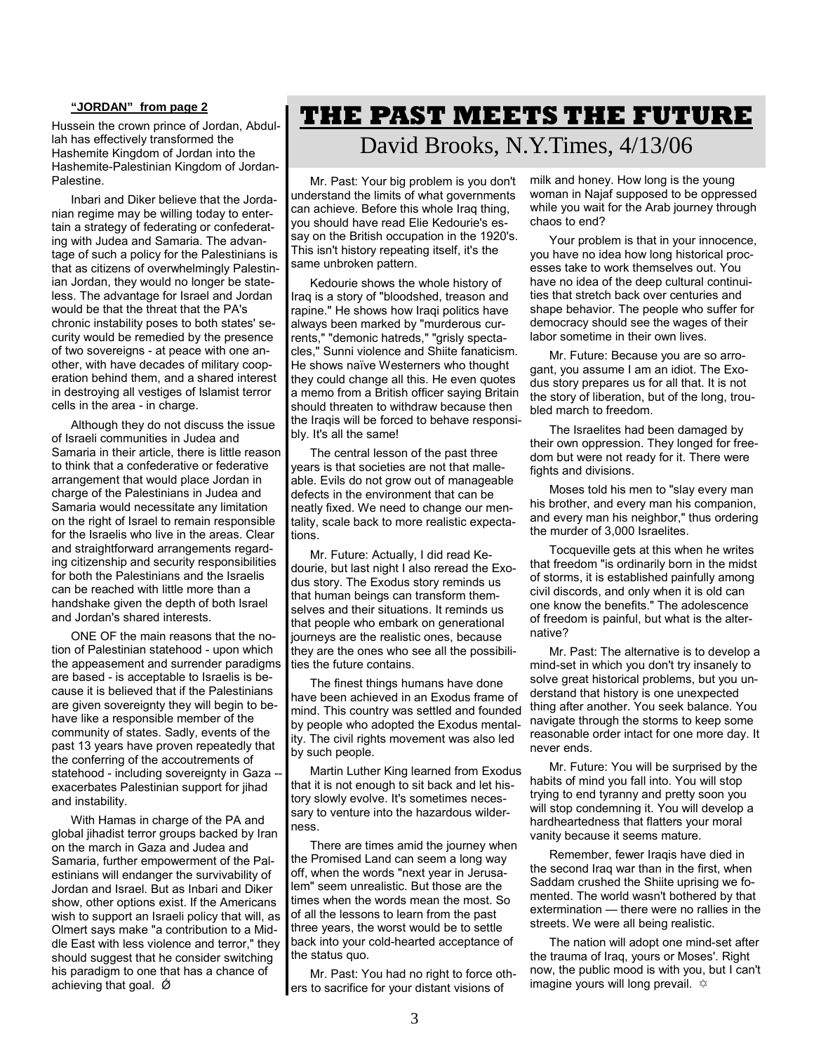**"JORDAN" from page 2**

Hussein the crown prince of Jordan, Abdullah has effectively transformed the Hashemite Kingdom of Jordan into the Hashemite-Palestinian Kingdom of Jordan-Palestine.

Inbari and Diker believe that the Jordanian regime may be willing today to entertain a strategy of federating or confederating with Judea and Samaria. The advantage of such a policy for the Palestinians is that as citizens of overwhelmingly Palestinian Jordan, they would no longer be stateless. The advantage for Israel and Jordan would be that the threat that the PA's chronic instability poses to both states' security would be remedied by the presence of two sovereigns - at peace with one another, with have decades of military cooperation behind them, and a shared interest in destroying all vestiges of Islamist terror cells in the area - in charge.

Although they do not discuss the issue of Israeli communities in Judea and Samaria in their article, there is little reason to think that a confederative or federative arrangement that would place Jordan in charge of the Palestinians in Judea and Samaria would necessitate any limitation on the right of Israel to remain responsible for the Israelis who live in the areas. Clear and straightforward arrangements regarding citizenship and security responsibilities for both the Palestinians and the Israelis can be reached with little more than a handshake given the depth of both Israel and Jordan's shared interests.

ONE OF the main reasons that the notion of Palestinian statehood - upon which the appeasement and surrender paradigms are based - is acceptable to Israelis is because it is believed that if the Palestinians are given sovereignty they will begin to behave like a responsible member of the community of states. Sadly, events of the past 13 years have proven repeatedly that the conferring of the accoutrements of statehood - including sovereignty in Gaza -- exacerbates Palestinian support for jihad and instability.

With Hamas in charge of the PA and global jihadist terror groups backed by Iran on the march in Gaza and Judea and Samaria, further empowerment of the Palestinians will endanger the survivability of Jordan and Israel. But as Inbari and Diker show, other options exist. If the Americans wish to support an Israeli policy that will, as Olmert says make "a contribution to a Middle East with less violence and terror," they should suggest that he consider switching his paradigm to one that has a chance of achieving that goal. Ø

# THE PAST MEETS THE FUTURE

## David Brooks, N.Y.Times, 4/13/06

Mr. Past: Your big problem is you don't understand the limits of what governments can achieve. Before this whole Iraq thing, you should have read Elie Kedourie's essay on the British occupation in the 1920's. This isn't history repeating itself, it's the same unbroken pattern.

Kedourie shows the whole history of Iraq is a story of "bloodshed, treason and rapine." He shows how Iraqi politics have always been marked by "murderous currents," "demonic hatreds," "grisly spectacles," Sunni violence and Shiite fanaticism. He shows naïve Westerners who thought they could change all this. He even quotes a memo from a British officer saying Britain should threaten to withdraw because then the Iraqis will be forced to behave responsibly. It's all the same!

The central lesson of the past three years is that societies are not that malleable. Evils do not grow out of manageable defects in the environment that can be neatly fixed. We need to change our mentality, scale back to more realistic expectations.

Mr. Future: Actually, I did read Kedourie, but last night I also reread the Exodus story. The Exodus story reminds us that human beings can transform themselves and their situations. It reminds us that people who embark on generational journeys are the realistic ones, because they are the ones who see all the possibilities the future contains.

The finest things humans have done have been achieved in an Exodus frame of mind. This country was settled and founded by people who adopted the Exodus mentality. The civil rights movement was also led by such people.

Martin Luther King learned from Exodus that it is not enough to sit back and let history slowly evolve. It's sometimes necessary to venture into the hazardous wilderness.

There are times amid the journey when the Promised Land can seem a long way off, when the words "next year in Jerusalem" seem unrealistic. But those are the times when the words mean the most. So of all the lessons to learn from the past three years, the worst would be to settle back into your cold-hearted acceptance of the status quo.

Mr. Past: You had no right to force others to sacrifice for your distant visions of milk and honey. How long is the young woman in Najaf supposed to be oppressed while you wait for the Arab journey through chaos to end?

Your problem is that in your innocence, you have no idea how long historical processes take to work themselves out. You have no idea of the deep cultural continuities that stretch back over centuries and shape behavior. The people who suffer for democracy should see the wages of their labor sometime in their own lives.

Mr. Future: Because you are so arrogant, you assume I am an idiot. The Exodus story prepares us for all that. It is not the story of liberation, but of the long, troubled march to freedom.

The Israelites had been damaged by their own oppression. They longed for freedom but were not ready for it. There were fights and divisions.

Moses told his men to "slay every man his brother, and every man his companion, and every man his neighbor," thus ordering the murder of 3,000 Israelites.

Tocqueville gets at this when he writes that freedom "is ordinarily born in the midst of storms, it is established painfully among civil discords, and only when it is old can one know the benefits." The adolescence of freedom is painful, but what is the alternative?

Mr. Past: The alternative is to develop a mind-set in which you don't try insanely to solve great historical problems, but you understand that history is one unexpected thing after another. You seek balance. You navigate through the storms to keep some reasonable order intact for one more day. It never ends.

Mr. Future: You will be surprised by the habits of mind you fall into. You will stop trying to end tyranny and pretty soon you will stop condemning it. You will develop a hardheartedness that flatters your moral vanity because it seems mature.

Remember, fewer Iraqis have died in the second Iraq war than in the first, when Saddam crushed the Shiite uprising we fomented. The world wasn't bothered by that extermination — there were no rallies in the streets. We were all being realistic.

The nation will adopt one mind-set after the trauma of Iraq, yours or Moses'. Right now, the public mood is with you, but I can't imagine yours will long prevail. ✡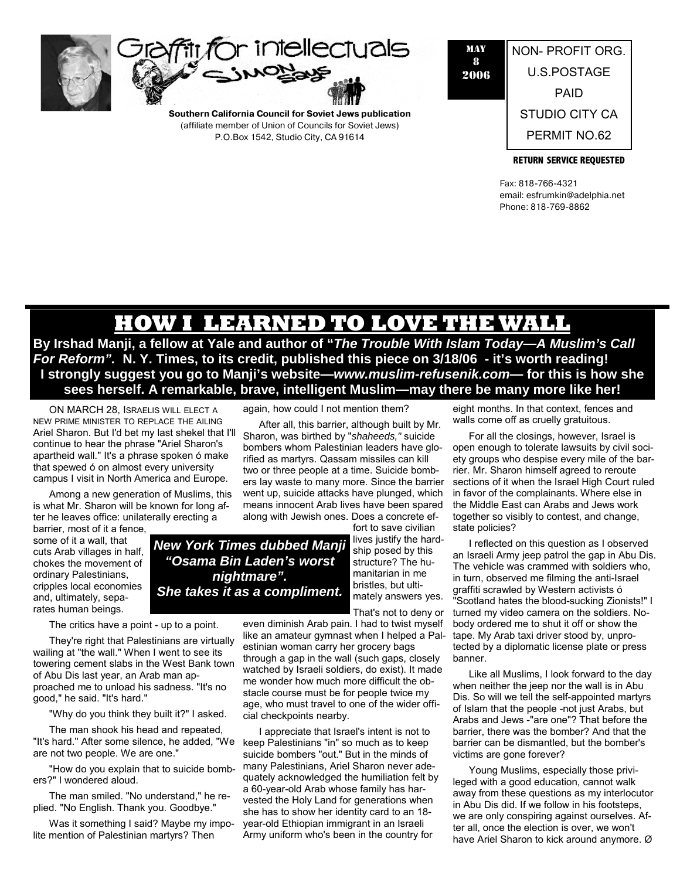Graffiti for intellectuals

Simon says

**Southern California Council for Soviet Jews publication**
(affiliate member of Union of Councils for Soviet Jews)
P.O.Box 1542, Studio City, CA 91614

MAY 8 2006

NON- PROFIT ORG.
U.S.POSTAGE
PAID
STUDIO CITY CA
PERMIT NO.62

**RETURN SERVICE REQUESTED**

Fax: 818-766-4321
email: esfrumkin@adelphia.net
Phone: 818-769-8862

# HOW I LEARNED TO LOVE THE WALL

**By Irshad Manji, a fellow at Yale and author of "*The Trouble With Islam Today—A Muslim's Call For Reform*". N. Y. Times, to its credit, published this piece on 3/18/06 - it's worth reading! I strongly suggest you go to Manji's website—*www.muslim-refusenik.com*— for this is how she sees herself. A remarkable, brave, intelligent Muslim—may there be many more like her!**

ON MARCH 28, ISRAELIS WILL ELECT A NEW PRIME MINISTER TO REPLACE THE AILING Ariel Sharon. But I'd bet my last shekel that I'll continue to hear the phrase "Ariel Sharon's apartheid wall." It's a phrase spoken ó make that spewed ó on almost every university campus I visit in North America and Europe.

Among a new generation of Muslims, this is what Mr. Sharon will be known for long after he leaves office: unilaterally erecting a barrier, most of it a fence, some of it a wall, that cuts Arab villages in half, chokes the movement of ordinary Palestinians, cripples local economies and, ultimately, separates human beings.

The critics have a point - up to a point.

They're right that Palestinians are virtually wailing at "the wall." When I went to see its towering cement slabs in the West Bank town of Abu Dis last year, an Arab man approached me to unload his sadness. "It's no good," he said. "It's hard."

"Why do you think they built it?" I asked.

The man shook his head and repeated, "It's hard." After some silence, he added, "We are not two people. We are one."

"How do you explain that to suicide bombers?" I wondered aloud.

The man smiled. "No understand," he replied. "No English. Thank you. Goodbye."

Was it something I said? Maybe my impolite mention of Palestinian martyrs? Then again, how could I not mention them?

After all, this barrier, although built by Mr. Sharon, was birthed by "*shaheeds,*" suicide bombers whom Palestinian leaders have glorified as martyrs. Qassam missiles can kill two or three people at a time. Suicide bombers lay waste to many more. Since the barrier went up, suicide attacks have plunged, which means innocent Arab lives have been spared along with Jewish ones. Does a concrete effort to save civilian lives justify the hardship posed by this structure? The humanitarian in me bristles, but ultimately answers yes.

***New York Times dubbed Manji "Osama Bin Laden's worst nightmare". She takes it as a compliment.***

That's not to deny or even diminish Arab pain. I had to twist myself like an amateur gymnast when I helped a Palestinian woman carry her grocery bags through a gap in the wall (such gaps, closely watched by Israeli soldiers, do exist). It made me wonder how much more difficult the obstacle course must be for people twice my age, who must travel to one of the wider official checkpoints nearby.

I appreciate that Israel's intent is not to keep Palestinians "in" so much as to keep suicide bombers "out." But in the minds of many Palestinians, Ariel Sharon never adequately acknowledged the humiliation felt by a 60-year-old Arab whose family has harvested the Holy Land for generations when she has to show her identity card to an 18-year-old Ethiopian immigrant in an Israeli Army uniform who's been in the country for eight months. In that context, fences and walls come off as cruelly gratuitous.

For all the closings, however, Israel is open enough to tolerate lawsuits by civil society groups who despise every mile of the barrier. Mr. Sharon himself agreed to reroute sections of it when the Israel High Court ruled in favor of the complainants. Where else in the Middle East can Arabs and Jews work together so visibly to contest, and change, state policies?

I reflected on this question as I observed an Israeli Army jeep patrol the gap in Abu Dis. The vehicle was crammed with soldiers who, in turn, observed me filming the anti-Israel graffiti scrawled by Western activists ó "Scotland hates the blood-sucking Zionists!" I turned my video camera on the soldiers. Nobody ordered me to shut it off or show the tape. My Arab taxi driver stood by, unprotected by a diplomatic license plate or press banner.

Like all Muslims, I look forward to the day when neither the jeep nor the wall is in Abu Dis. So will we tell the self-appointed martyrs of Islam that the people -not just Arabs, but Arabs and Jews -"are one"? That before the barrier, there was the bomber? And that the barrier can be dismantled, but the bomber's victims are gone forever?

Young Muslims, especially those privileged with a good education, cannot walk away from these questions as my interlocutor in Abu Dis did. If we follow in his footsteps, we are only conspiring against ourselves. After all, once the election is over, we won't have Ariel Sharon to kick around anymore. Ø